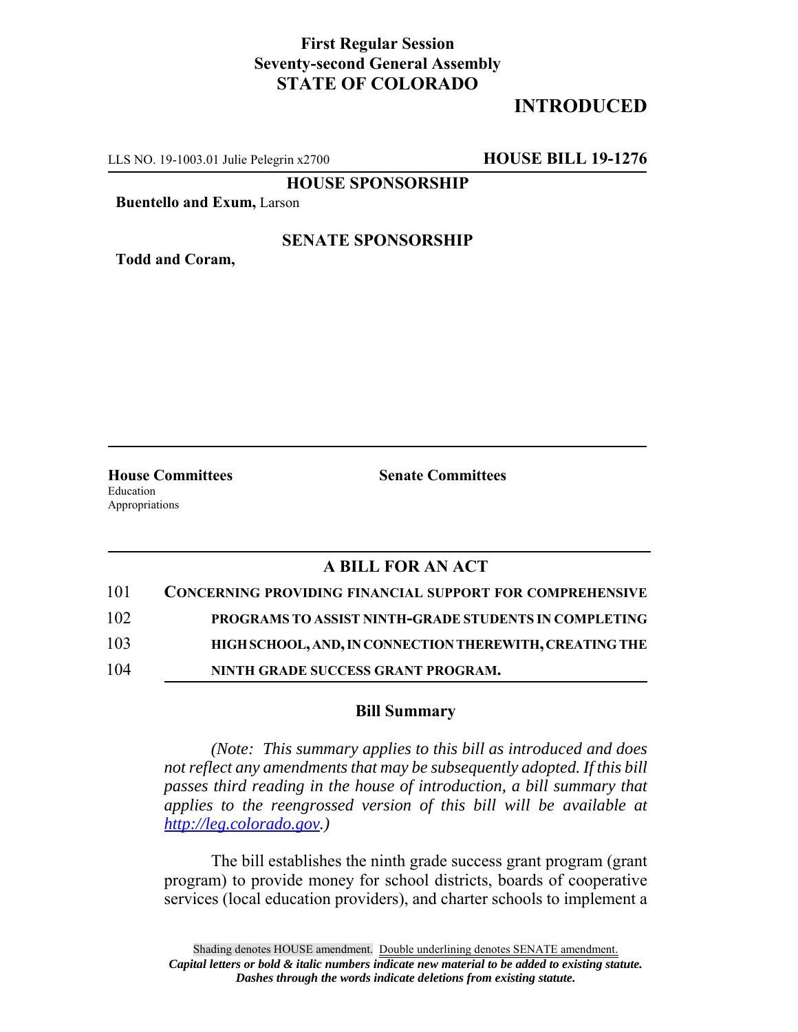**First Regular Session**
**Seventy-second General Assembly**
**STATE OF COLORADO**

**INTRODUCED**

LLS NO. 19-1003.01 Julie Pelegrin x2700 **HOUSE BILL 19-1276**

**HOUSE SPONSORSHIP**

**Buentello and Exum,** Larson

**SENATE SPONSORSHIP**

**Todd and Coram,**

**House Committees**
Education
Appropriations

**Senate Committees**

## A BILL FOR AN ACT

101 **CONCERNING PROVIDING FINANCIAL SUPPORT FOR COMPREHENSIVE**
102 **PROGRAMS TO ASSIST NINTH-GRADE STUDENTS IN COMPLETING**
103 **HIGH SCHOOL, AND, IN CONNECTION THEREWITH, CREATING THE**
104 **NINTH GRADE SUCCESS GRANT PROGRAM.**

### Bill Summary

*(Note: This summary applies to this bill as introduced and does not reflect any amendments that may be subsequently adopted. If this bill passes third reading in the house of introduction, a bill summary that applies to the reengrossed version of this bill will be available at http://leg.colorado.gov.)*

The bill establishes the ninth grade success grant program (grant program) to provide money for school districts, boards of cooperative services (local education providers), and charter schools to implement a

Shading denotes HOUSE amendment. Double underlining denotes SENATE amendment.
*Capital letters or bold & italic numbers indicate new material to be added to existing statute.*
*Dashes through the words indicate deletions from existing statute.*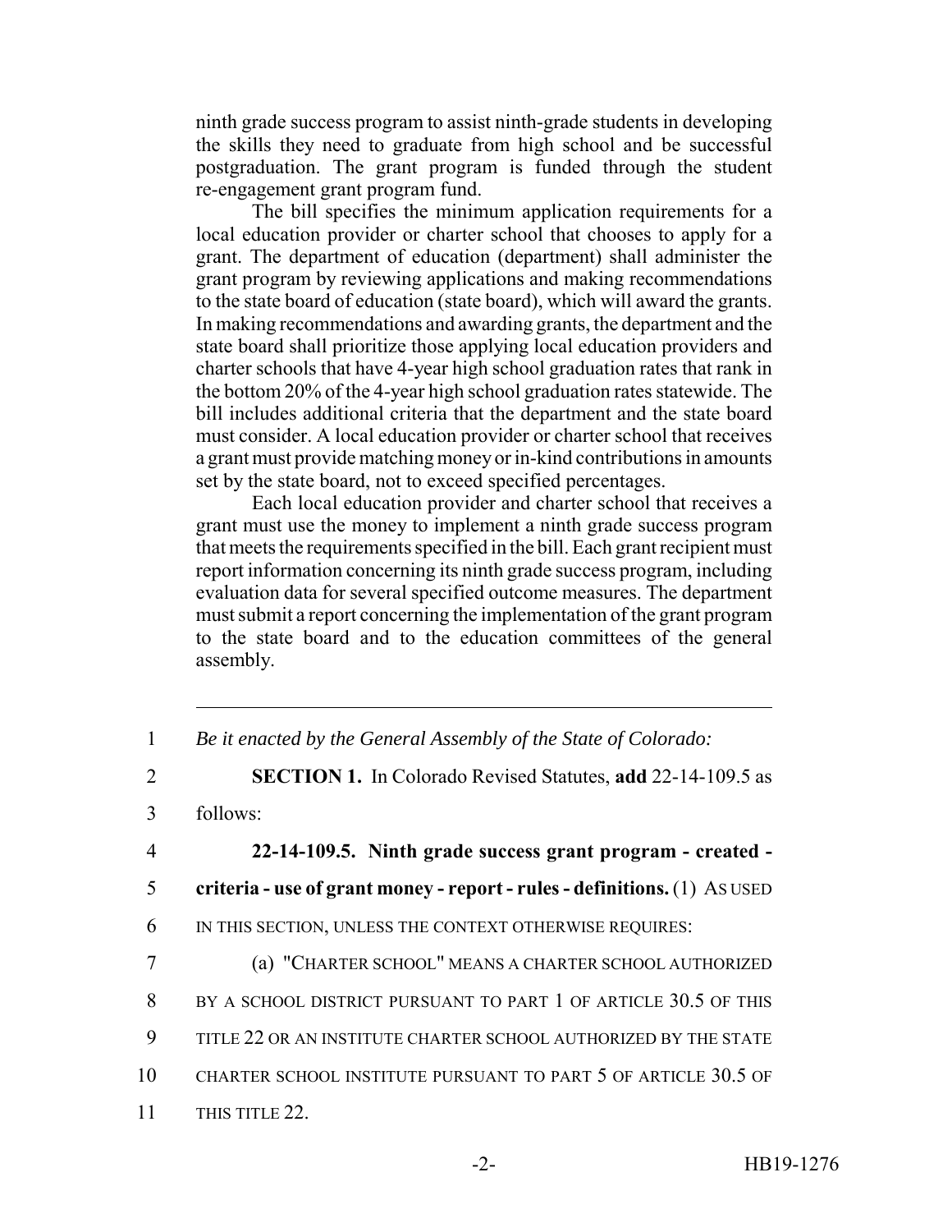ninth grade success program to assist ninth-grade students in developing the skills they need to graduate from high school and be successful postgraduation. The grant program is funded through the student re-engagement grant program fund.

The bill specifies the minimum application requirements for a local education provider or charter school that chooses to apply for a grant. The department of education (department) shall administer the grant program by reviewing applications and making recommendations to the state board of education (state board), which will award the grants. In making recommendations and awarding grants, the department and the state board shall prioritize those applying local education providers and charter schools that have 4-year high school graduation rates that rank in the bottom 20% of the 4-year high school graduation rates statewide. The bill includes additional criteria that the department and the state board must consider. A local education provider or charter school that receives a grant must provide matching money or in-kind contributions in amounts set by the state board, not to exceed specified percentages.

Each local education provider and charter school that receives a grant must use the money to implement a ninth grade success program that meets the requirements specified in the bill. Each grant recipient must report information concerning its ninth grade success program, including evaluation data for several specified outcome measures. The department must submit a report concerning the implementation of the grant program to the state board and to the education committees of the general assembly.

---

1 *Be it enacted by the General Assembly of the State of Colorado:*

2 **SECTION 1.** In Colorado Revised Statutes, **add** 22-14-109.5 as

3 follows:

4 **22-14-109.5. Ninth grade success grant program - created -**

5 **criteria - use of grant money - report - rules - definitions.** (1) AS USED

6 IN THIS SECTION, UNLESS THE CONTEXT OTHERWISE REQUIRES:

7 (a) "CHARTER SCHOOL" MEANS A CHARTER SCHOOL AUTHORIZED

8 BY A SCHOOL DISTRICT PURSUANT TO PART 1 OF ARTICLE 30.5 OF THIS

9 TITLE 22 OR AN INSTITUTE CHARTER SCHOOL AUTHORIZED BY THE STATE

10 CHARTER SCHOOL INSTITUTE PURSUANT TO PART 5 OF ARTICLE 30.5 OF

11 THIS TITLE 22.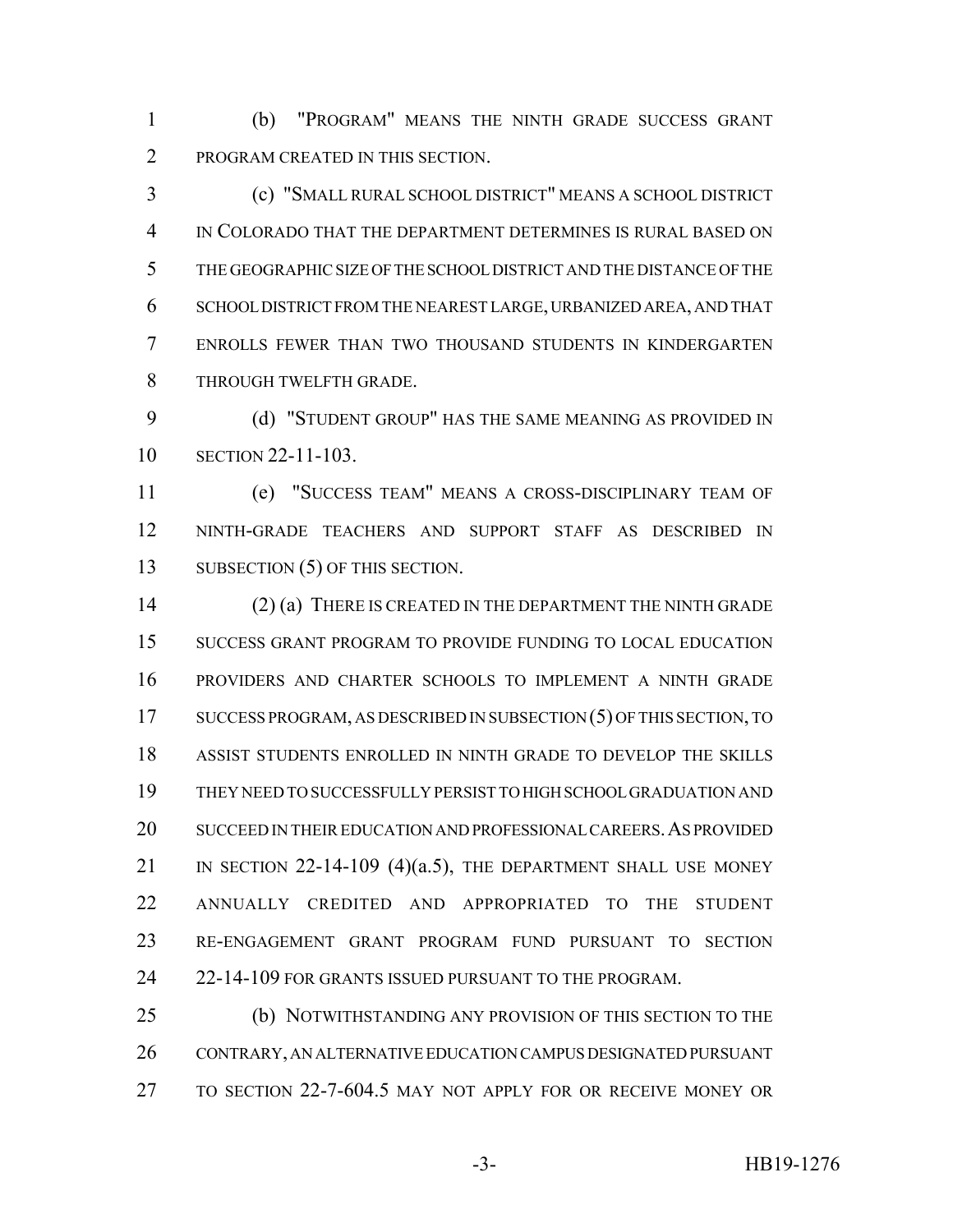(b) "PROGRAM" MEANS THE NINTH GRADE SUCCESS GRANT PROGRAM CREATED IN THIS SECTION.

(c) "SMALL RURAL SCHOOL DISTRICT" MEANS A SCHOOL DISTRICT IN COLORADO THAT THE DEPARTMENT DETERMINES IS RURAL BASED ON THE GEOGRAPHIC SIZE OF THE SCHOOL DISTRICT AND THE DISTANCE OF THE SCHOOL DISTRICT FROM THE NEAREST LARGE, URBANIZED AREA, AND THAT ENROLLS FEWER THAN TWO THOUSAND STUDENTS IN KINDERGARTEN THROUGH TWELFTH GRADE.

(d) "STUDENT GROUP" HAS THE SAME MEANING AS PROVIDED IN SECTION 22-11-103.

(e) "SUCCESS TEAM" MEANS A CROSS-DISCIPLINARY TEAM OF NINTH-GRADE TEACHERS AND SUPPORT STAFF AS DESCRIBED IN SUBSECTION (5) OF THIS SECTION.

(2) (a) THERE IS CREATED IN THE DEPARTMENT THE NINTH GRADE SUCCESS GRANT PROGRAM TO PROVIDE FUNDING TO LOCAL EDUCATION PROVIDERS AND CHARTER SCHOOLS TO IMPLEMENT A NINTH GRADE SUCCESS PROGRAM, AS DESCRIBED IN SUBSECTION (5) OF THIS SECTION, TO ASSIST STUDENTS ENROLLED IN NINTH GRADE TO DEVELOP THE SKILLS THEY NEED TO SUCCESSFULLY PERSIST TO HIGH SCHOOL GRADUATION AND SUCCEED IN THEIR EDUCATION AND PROFESSIONAL CAREERS. AS PROVIDED IN SECTION 22-14-109 (4)(a.5), THE DEPARTMENT SHALL USE MONEY ANNUALLY CREDITED AND APPROPRIATED TO THE STUDENT RE-ENGAGEMENT GRANT PROGRAM FUND PURSUANT TO SECTION 22-14-109 FOR GRANTS ISSUED PURSUANT TO THE PROGRAM.

(b) NOTWITHSTANDING ANY PROVISION OF THIS SECTION TO THE CONTRARY, AN ALTERNATIVE EDUCATION CAMPUS DESIGNATED PURSUANT TO SECTION 22-7-604.5 MAY NOT APPLY FOR OR RECEIVE MONEY OR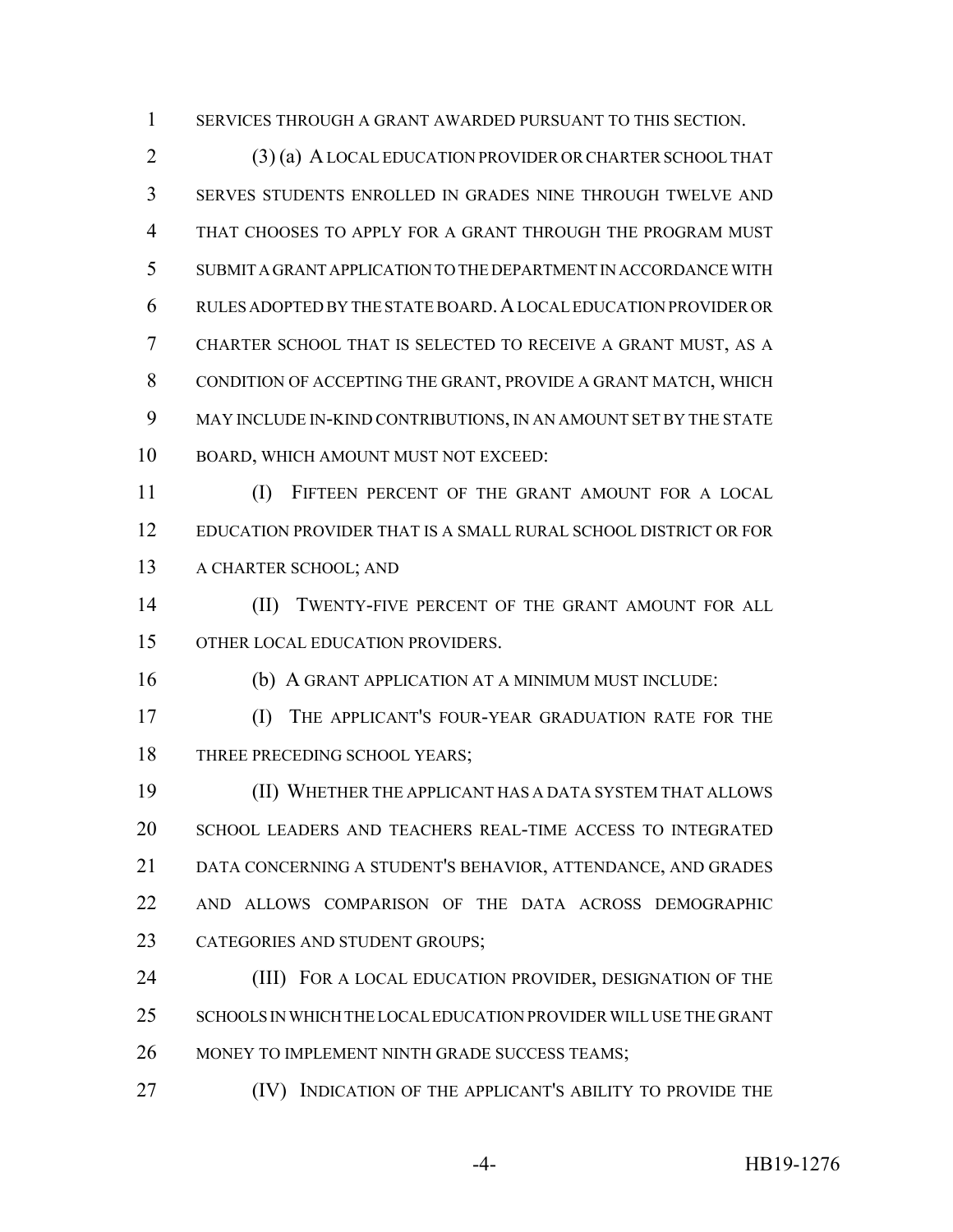SERVICES THROUGH A GRANT AWARDED PURSUANT TO THIS SECTION.

(3) (a) A LOCAL EDUCATION PROVIDER OR CHARTER SCHOOL THAT SERVES STUDENTS ENROLLED IN GRADES NINE THROUGH TWELVE AND THAT CHOOSES TO APPLY FOR A GRANT THROUGH THE PROGRAM MUST SUBMIT A GRANT APPLICATION TO THE DEPARTMENT IN ACCORDANCE WITH RULES ADOPTED BY THE STATE BOARD. A LOCAL EDUCATION PROVIDER OR CHARTER SCHOOL THAT IS SELECTED TO RECEIVE A GRANT MUST, AS A CONDITION OF ACCEPTING THE GRANT, PROVIDE A GRANT MATCH, WHICH MAY INCLUDE IN-KIND CONTRIBUTIONS, IN AN AMOUNT SET BY THE STATE BOARD, WHICH AMOUNT MUST NOT EXCEED:

(I) FIFTEEN PERCENT OF THE GRANT AMOUNT FOR A LOCAL EDUCATION PROVIDER THAT IS A SMALL RURAL SCHOOL DISTRICT OR FOR A CHARTER SCHOOL; AND

(II) TWENTY-FIVE PERCENT OF THE GRANT AMOUNT FOR ALL OTHER LOCAL EDUCATION PROVIDERS.

(b) A GRANT APPLICATION AT A MINIMUM MUST INCLUDE:

(I) THE APPLICANT'S FOUR-YEAR GRADUATION RATE FOR THE THREE PRECEDING SCHOOL YEARS;

(II) WHETHER THE APPLICANT HAS A DATA SYSTEM THAT ALLOWS SCHOOL LEADERS AND TEACHERS REAL-TIME ACCESS TO INTEGRATED DATA CONCERNING A STUDENT'S BEHAVIOR, ATTENDANCE, AND GRADES AND ALLOWS COMPARISON OF THE DATA ACROSS DEMOGRAPHIC CATEGORIES AND STUDENT GROUPS;

(III) FOR A LOCAL EDUCATION PROVIDER, DESIGNATION OF THE SCHOOLS IN WHICH THE LOCAL EDUCATION PROVIDER WILL USE THE GRANT MONEY TO IMPLEMENT NINTH GRADE SUCCESS TEAMS;

(IV) INDICATION OF THE APPLICANT'S ABILITY TO PROVIDE THE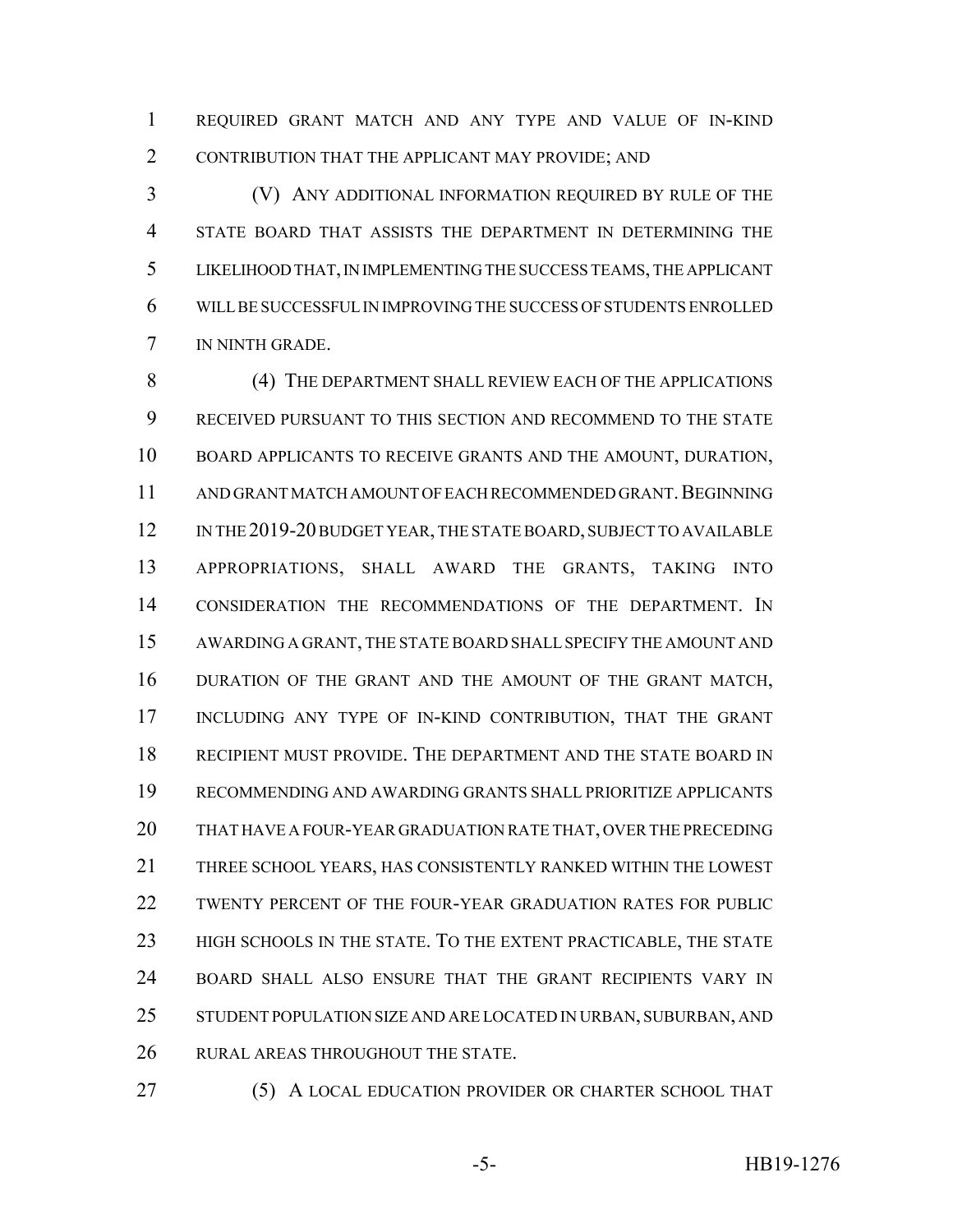REQUIRED GRANT MATCH AND ANY TYPE AND VALUE OF IN-KIND CONTRIBUTION THAT THE APPLICANT MAY PROVIDE; AND

(V) ANY ADDITIONAL INFORMATION REQUIRED BY RULE OF THE STATE BOARD THAT ASSISTS THE DEPARTMENT IN DETERMINING THE LIKELIHOOD THAT, IN IMPLEMENTING THE SUCCESS TEAMS, THE APPLICANT WILL BE SUCCESSFUL IN IMPROVING THE SUCCESS OF STUDENTS ENROLLED IN NINTH GRADE.

(4) THE DEPARTMENT SHALL REVIEW EACH OF THE APPLICATIONS RECEIVED PURSUANT TO THIS SECTION AND RECOMMEND TO THE STATE BOARD APPLICANTS TO RECEIVE GRANTS AND THE AMOUNT, DURATION, AND GRANT MATCH AMOUNT OF EACH RECOMMENDED GRANT. BEGINNING IN THE 2019-20 BUDGET YEAR, THE STATE BOARD, SUBJECT TO AVAILABLE APPROPRIATIONS, SHALL AWARD THE GRANTS, TAKING INTO CONSIDERATION THE RECOMMENDATIONS OF THE DEPARTMENT. IN AWARDING A GRANT, THE STATE BOARD SHALL SPECIFY THE AMOUNT AND DURATION OF THE GRANT AND THE AMOUNT OF THE GRANT MATCH, INCLUDING ANY TYPE OF IN-KIND CONTRIBUTION, THAT THE GRANT RECIPIENT MUST PROVIDE. THE DEPARTMENT AND THE STATE BOARD IN RECOMMENDING AND AWARDING GRANTS SHALL PRIORITIZE APPLICANTS THAT HAVE A FOUR-YEAR GRADUATION RATE THAT, OVER THE PRECEDING THREE SCHOOL YEARS, HAS CONSISTENTLY RANKED WITHIN THE LOWEST TWENTY PERCENT OF THE FOUR-YEAR GRADUATION RATES FOR PUBLIC HIGH SCHOOLS IN THE STATE. TO THE EXTENT PRACTICABLE, THE STATE BOARD SHALL ALSO ENSURE THAT THE GRANT RECIPIENTS VARY IN STUDENT POPULATION SIZE AND ARE LOCATED IN URBAN, SUBURBAN, AND RURAL AREAS THROUGHOUT THE STATE.

(5) A LOCAL EDUCATION PROVIDER OR CHARTER SCHOOL THAT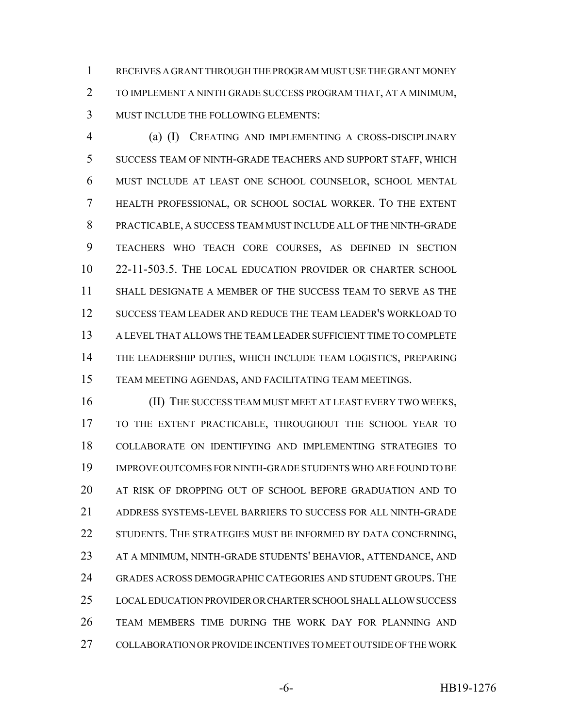RECEIVES A GRANT THROUGH THE PROGRAM MUST USE THE GRANT MONEY TO IMPLEMENT A NINTH GRADE SUCCESS PROGRAM THAT, AT A MINIMUM, MUST INCLUDE THE FOLLOWING ELEMENTS:

(a) (I) CREATING AND IMPLEMENTING A CROSS-DISCIPLINARY SUCCESS TEAM OF NINTH-GRADE TEACHERS AND SUPPORT STAFF, WHICH MUST INCLUDE AT LEAST ONE SCHOOL COUNSELOR, SCHOOL MENTAL HEALTH PROFESSIONAL, OR SCHOOL SOCIAL WORKER. TO THE EXTENT PRACTICABLE, A SUCCESS TEAM MUST INCLUDE ALL OF THE NINTH-GRADE TEACHERS WHO TEACH CORE COURSES, AS DEFINED IN SECTION 22-11-503.5. THE LOCAL EDUCATION PROVIDER OR CHARTER SCHOOL SHALL DESIGNATE A MEMBER OF THE SUCCESS TEAM TO SERVE AS THE SUCCESS TEAM LEADER AND REDUCE THE TEAM LEADER'S WORKLOAD TO A LEVEL THAT ALLOWS THE TEAM LEADER SUFFICIENT TIME TO COMPLETE THE LEADERSHIP DUTIES, WHICH INCLUDE TEAM LOGISTICS, PREPARING TEAM MEETING AGENDAS, AND FACILITATING TEAM MEETINGS.

(II) THE SUCCESS TEAM MUST MEET AT LEAST EVERY TWO WEEKS, TO THE EXTENT PRACTICABLE, THROUGHOUT THE SCHOOL YEAR TO COLLABORATE ON IDENTIFYING AND IMPLEMENTING STRATEGIES TO IMPROVE OUTCOMES FOR NINTH-GRADE STUDENTS WHO ARE FOUND TO BE AT RISK OF DROPPING OUT OF SCHOOL BEFORE GRADUATION AND TO ADDRESS SYSTEMS-LEVEL BARRIERS TO SUCCESS FOR ALL NINTH-GRADE STUDENTS. THE STRATEGIES MUST BE INFORMED BY DATA CONCERNING, AT A MINIMUM, NINTH-GRADE STUDENTS' BEHAVIOR, ATTENDANCE, AND GRADES ACROSS DEMOGRAPHIC CATEGORIES AND STUDENT GROUPS. THE LOCAL EDUCATION PROVIDER OR CHARTER SCHOOL SHALL ALLOW SUCCESS TEAM MEMBERS TIME DURING THE WORK DAY FOR PLANNING AND COLLABORATION OR PROVIDE INCENTIVES TO MEET OUTSIDE OF THE WORK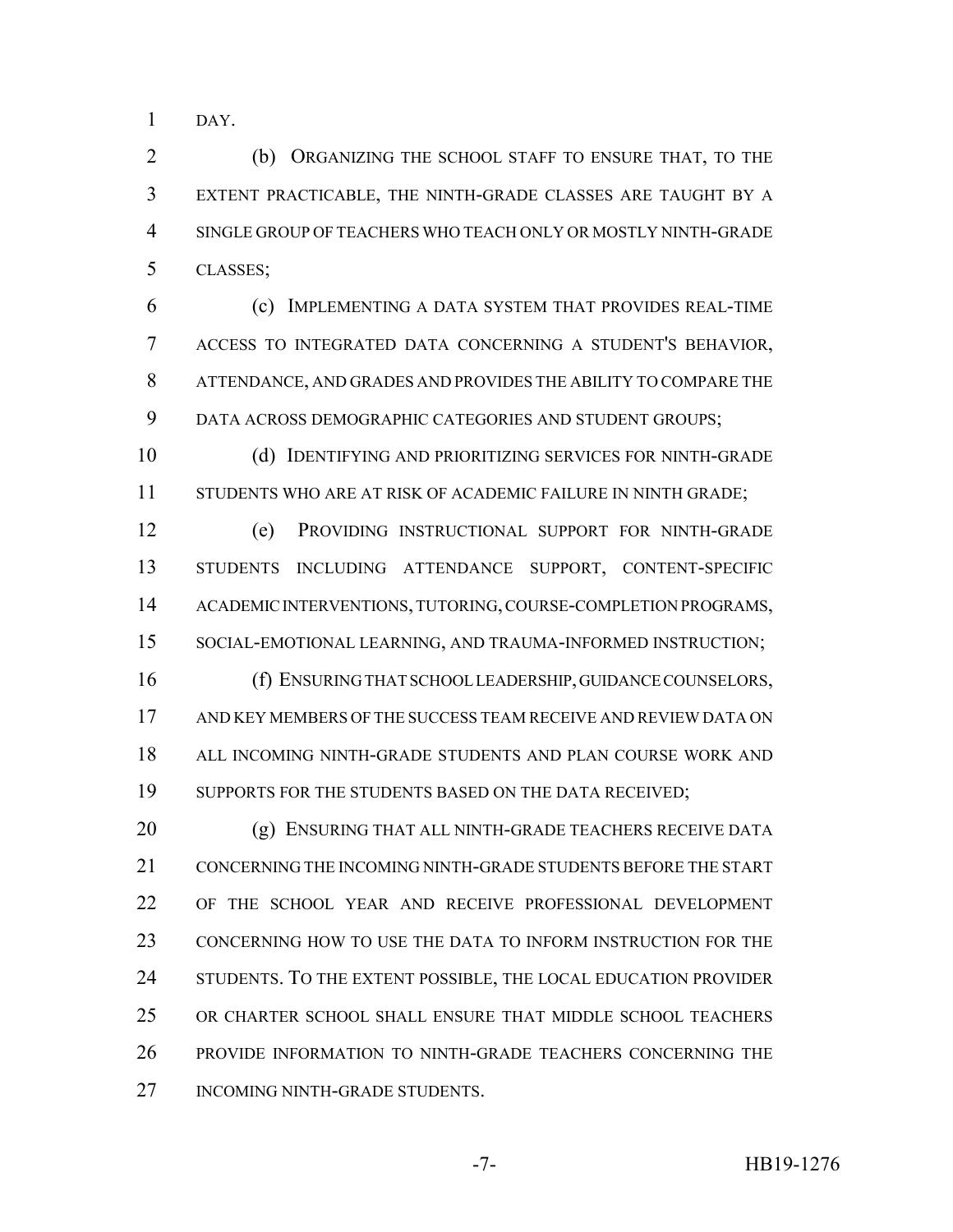DAY.

(b) ORGANIZING THE SCHOOL STAFF TO ENSURE THAT, TO THE EXTENT PRACTICABLE, THE NINTH-GRADE CLASSES ARE TAUGHT BY A SINGLE GROUP OF TEACHERS WHO TEACH ONLY OR MOSTLY NINTH-GRADE CLASSES;

(c) IMPLEMENTING A DATA SYSTEM THAT PROVIDES REAL-TIME ACCESS TO INTEGRATED DATA CONCERNING A STUDENT'S BEHAVIOR, ATTENDANCE, AND GRADES AND PROVIDES THE ABILITY TO COMPARE THE DATA ACROSS DEMOGRAPHIC CATEGORIES AND STUDENT GROUPS;

(d) IDENTIFYING AND PRIORITIZING SERVICES FOR NINTH-GRADE STUDENTS WHO ARE AT RISK OF ACADEMIC FAILURE IN NINTH GRADE;

(e) PROVIDING INSTRUCTIONAL SUPPORT FOR NINTH-GRADE STUDENTS INCLUDING ATTENDANCE SUPPORT, CONTENT-SPECIFIC ACADEMIC INTERVENTIONS, TUTORING, COURSE-COMPLETION PROGRAMS, SOCIAL-EMOTIONAL LEARNING, AND TRAUMA-INFORMED INSTRUCTION;

(f) ENSURING THAT SCHOOL LEADERSHIP, GUIDANCE COUNSELORS, AND KEY MEMBERS OF THE SUCCESS TEAM RECEIVE AND REVIEW DATA ON ALL INCOMING NINTH-GRADE STUDENTS AND PLAN COURSE WORK AND SUPPORTS FOR THE STUDENTS BASED ON THE DATA RECEIVED;

(g) ENSURING THAT ALL NINTH-GRADE TEACHERS RECEIVE DATA CONCERNING THE INCOMING NINTH-GRADE STUDENTS BEFORE THE START OF THE SCHOOL YEAR AND RECEIVE PROFESSIONAL DEVELOPMENT CONCERNING HOW TO USE THE DATA TO INFORM INSTRUCTION FOR THE STUDENTS. TO THE EXTENT POSSIBLE, THE LOCAL EDUCATION PROVIDER OR CHARTER SCHOOL SHALL ENSURE THAT MIDDLE SCHOOL TEACHERS PROVIDE INFORMATION TO NINTH-GRADE TEACHERS CONCERNING THE INCOMING NINTH-GRADE STUDENTS.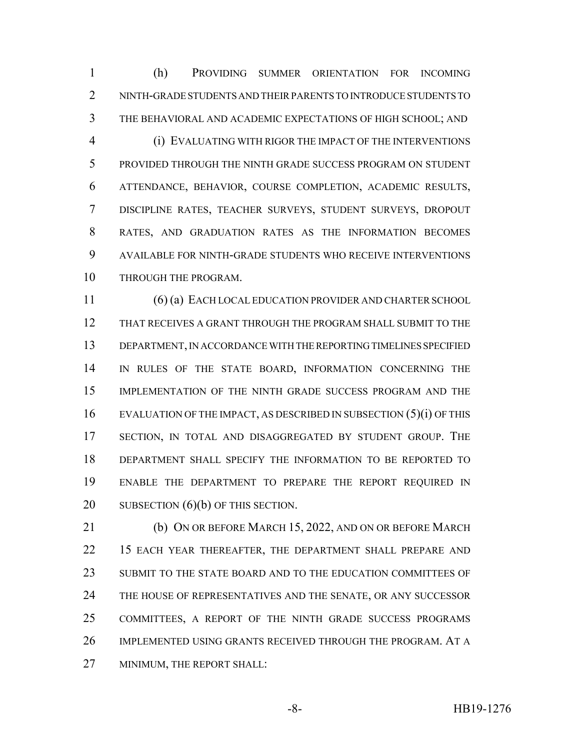(h) PROVIDING SUMMER ORIENTATION FOR INCOMING NINTH-GRADE STUDENTS AND THEIR PARENTS TO INTRODUCE STUDENTS TO THE BEHAVIORAL AND ACADEMIC EXPECTATIONS OF HIGH SCHOOL; AND

(i) EVALUATING WITH RIGOR THE IMPACT OF THE INTERVENTIONS PROVIDED THROUGH THE NINTH GRADE SUCCESS PROGRAM ON STUDENT ATTENDANCE, BEHAVIOR, COURSE COMPLETION, ACADEMIC RESULTS, DISCIPLINE RATES, TEACHER SURVEYS, STUDENT SURVEYS, DROPOUT RATES, AND GRADUATION RATES AS THE INFORMATION BECOMES AVAILABLE FOR NINTH-GRADE STUDENTS WHO RECEIVE INTERVENTIONS THROUGH THE PROGRAM.

(6) (a) EACH LOCAL EDUCATION PROVIDER AND CHARTER SCHOOL THAT RECEIVES A GRANT THROUGH THE PROGRAM SHALL SUBMIT TO THE DEPARTMENT, IN ACCORDANCE WITH THE REPORTING TIMELINES SPECIFIED IN RULES OF THE STATE BOARD, INFORMATION CONCERNING THE IMPLEMENTATION OF THE NINTH GRADE SUCCESS PROGRAM AND THE EVALUATION OF THE IMPACT, AS DESCRIBED IN SUBSECTION (5)(i) OF THIS SECTION, IN TOTAL AND DISAGGREGATED BY STUDENT GROUP. THE DEPARTMENT SHALL SPECIFY THE INFORMATION TO BE REPORTED TO ENABLE THE DEPARTMENT TO PREPARE THE REPORT REQUIRED IN SUBSECTION (6)(b) OF THIS SECTION.

(b) ON OR BEFORE MARCH 15, 2022, AND ON OR BEFORE MARCH 15 EACH YEAR THEREAFTER, THE DEPARTMENT SHALL PREPARE AND SUBMIT TO THE STATE BOARD AND TO THE EDUCATION COMMITTEES OF THE HOUSE OF REPRESENTATIVES AND THE SENATE, OR ANY SUCCESSOR COMMITTEES, A REPORT OF THE NINTH GRADE SUCCESS PROGRAMS IMPLEMENTED USING GRANTS RECEIVED THROUGH THE PROGRAM. AT A MINIMUM, THE REPORT SHALL: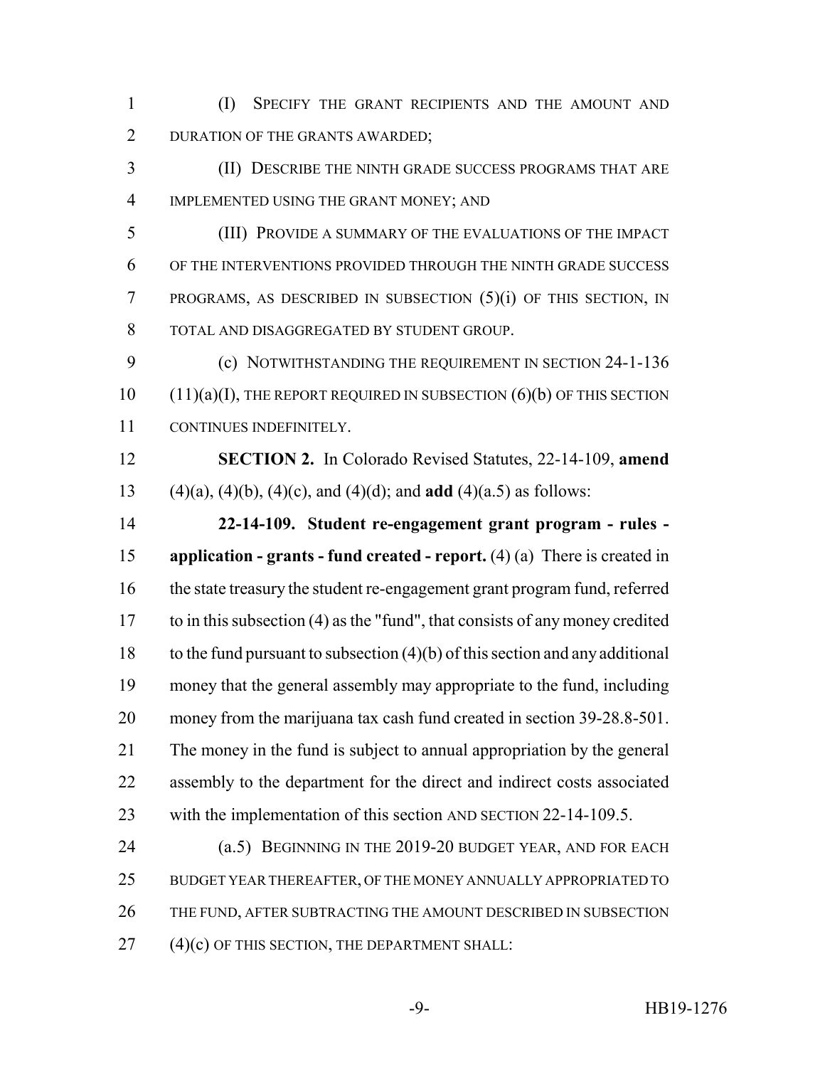(I) SPECIFY THE GRANT RECIPIENTS AND THE AMOUNT AND DURATION OF THE GRANTS AWARDED;

(II) DESCRIBE THE NINTH GRADE SUCCESS PROGRAMS THAT ARE IMPLEMENTED USING THE GRANT MONEY; AND

(III) PROVIDE A SUMMARY OF THE EVALUATIONS OF THE IMPACT OF THE INTERVENTIONS PROVIDED THROUGH THE NINTH GRADE SUCCESS PROGRAMS, AS DESCRIBED IN SUBSECTION (5)(i) OF THIS SECTION, IN TOTAL AND DISAGGREGATED BY STUDENT GROUP.

(c) NOTWITHSTANDING THE REQUIREMENT IN SECTION 24-1-136 (11)(a)(I), THE REPORT REQUIRED IN SUBSECTION (6)(b) OF THIS SECTION CONTINUES INDEFINITELY.

**SECTION 2.** In Colorado Revised Statutes, 22-14-109, **amend** (4)(a), (4)(b), (4)(c), and (4)(d); and **add** (4)(a.5) as follows:

**22-14-109. Student re-engagement grant program - rules - application - grants - fund created - report.** (4) (a) There is created in the state treasury the student re-engagement grant program fund, referred to in this subsection (4) as the "fund", that consists of any money credited to the fund pursuant to subsection (4)(b) of this section and any additional money that the general assembly may appropriate to the fund, including money from the marijuana tax cash fund created in section 39-28.8-501. The money in the fund is subject to annual appropriation by the general assembly to the department for the direct and indirect costs associated with the implementation of this section AND SECTION 22-14-109.5.

(a.5) BEGINNING IN THE 2019-20 BUDGET YEAR, AND FOR EACH BUDGET YEAR THEREAFTER, OF THE MONEY ANNUALLY APPROPRIATED TO THE FUND, AFTER SUBTRACTING THE AMOUNT DESCRIBED IN SUBSECTION (4)(c) OF THIS SECTION, THE DEPARTMENT SHALL: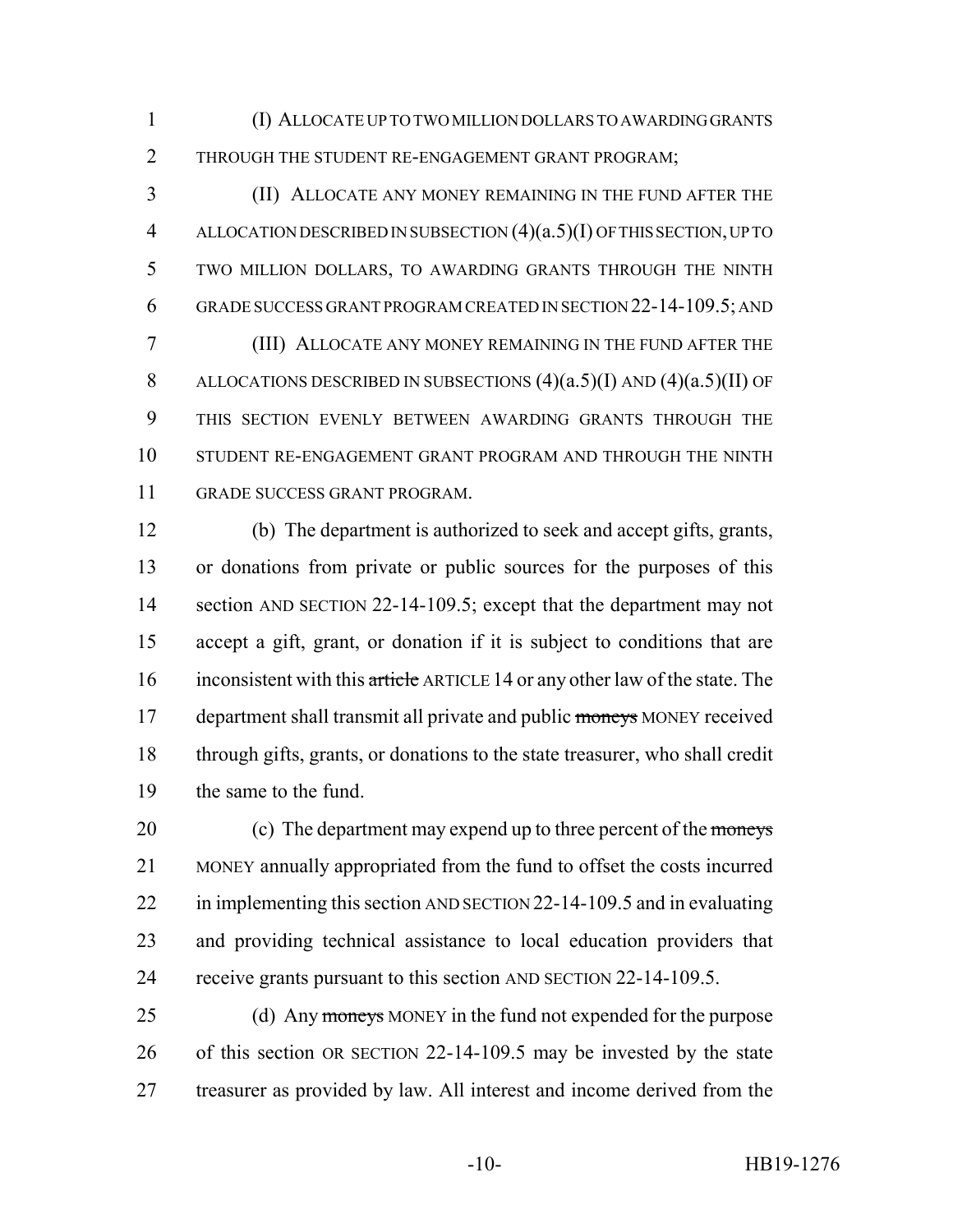(I) ALLOCATE UP TO TWO MILLION DOLLARS TO AWARDING GRANTS THROUGH THE STUDENT RE-ENGAGEMENT GRANT PROGRAM;

(II) ALLOCATE ANY MONEY REMAINING IN THE FUND AFTER THE ALLOCATION DESCRIBED IN SUBSECTION (4)(a.5)(I) OF THIS SECTION, UP TO TWO MILLION DOLLARS, TO AWARDING GRANTS THROUGH THE NINTH GRADE SUCCESS GRANT PROGRAM CREATED IN SECTION 22-14-109.5; AND

(III) ALLOCATE ANY MONEY REMAINING IN THE FUND AFTER THE ALLOCATIONS DESCRIBED IN SUBSECTIONS (4)(a.5)(I) AND (4)(a.5)(II) OF THIS SECTION EVENLY BETWEEN AWARDING GRANTS THROUGH THE STUDENT RE-ENGAGEMENT GRANT PROGRAM AND THROUGH THE NINTH GRADE SUCCESS GRANT PROGRAM.

(b) The department is authorized to seek and accept gifts, grants, or donations from private or public sources for the purposes of this section AND SECTION 22-14-109.5; except that the department may not accept a gift, grant, or donation if it is subject to conditions that are inconsistent with this ~~article~~ ARTICLE 14 or any other law of the state. The department shall transmit all private and public ~~moneys~~ MONEY received through gifts, grants, or donations to the state treasurer, who shall credit the same to the fund.

(c) The department may expend up to three percent of the ~~moneys~~ MONEY annually appropriated from the fund to offset the costs incurred in implementing this section AND SECTION 22-14-109.5 and in evaluating and providing technical assistance to local education providers that receive grants pursuant to this section AND SECTION 22-14-109.5.

(d) Any ~~moneys~~ MONEY in the fund not expended for the purpose of this section OR SECTION 22-14-109.5 may be invested by the state treasurer as provided by law. All interest and income derived from the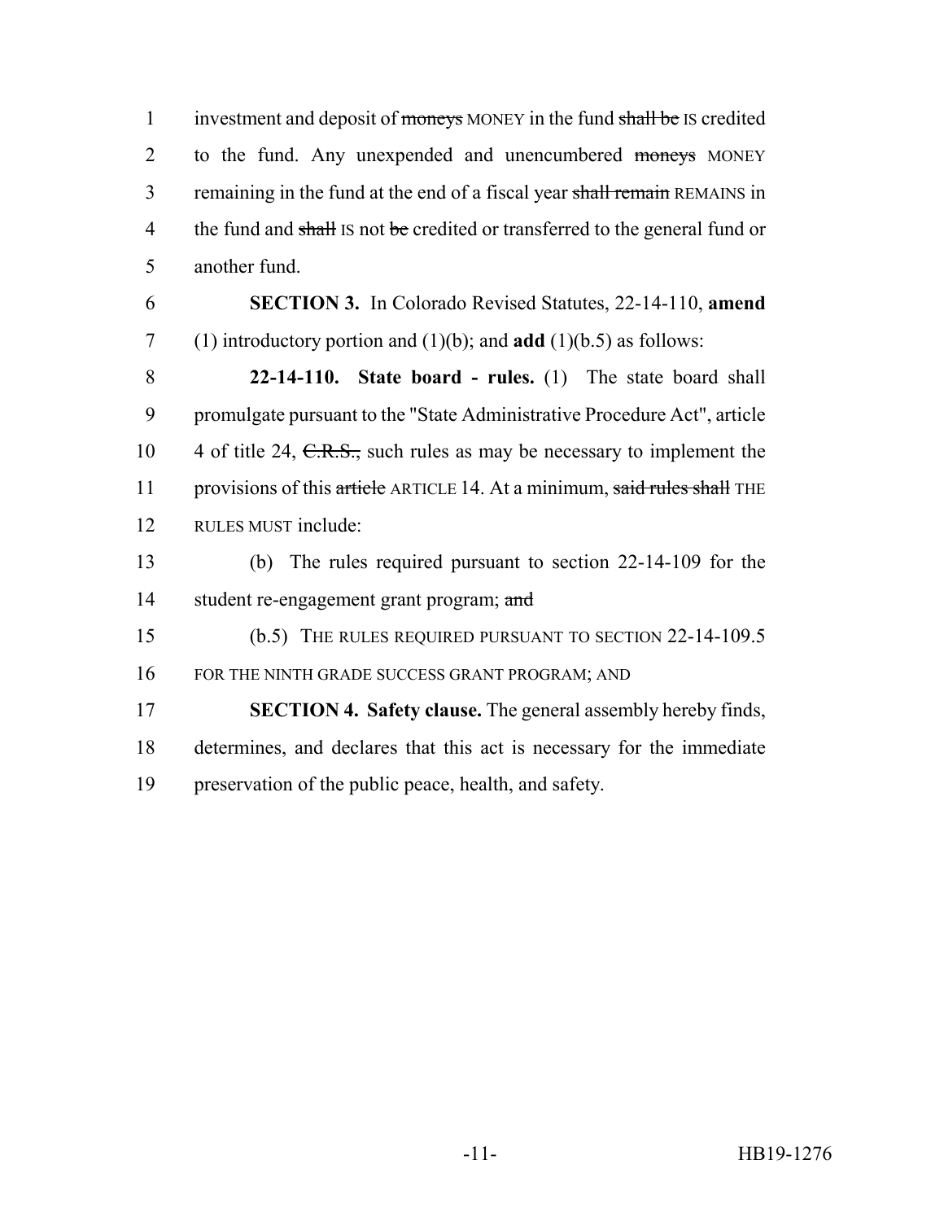investment and deposit of ~~moneys~~ MONEY in the fund ~~shall be~~ IS credited to the fund. Any unexpended and unencumbered ~~moneys~~ MONEY remaining in the fund at the end of a fiscal year ~~shall remain~~ REMAINS in the fund and ~~shall~~ IS not ~~be~~ credited or transferred to the general fund or another fund.

**SECTION 3.** In Colorado Revised Statutes, 22-14-110, **amend** (1) introductory portion and (1)(b); and **add** (1)(b.5) as follows:

**22-14-110. State board - rules.** (1) The state board shall promulgate pursuant to the "State Administrative Procedure Act", article 4 of title 24, ~~C.R.S.,~~ such rules as may be necessary to implement the provisions of this ~~article~~ ARTICLE 14. At a minimum, ~~said rules shall~~ THE RULES MUST include:

(b) The rules required pursuant to section 22-14-109 for the student re-engagement grant program; ~~and~~

(b.5) THE RULES REQUIRED PURSUANT TO SECTION 22-14-109.5 FOR THE NINTH GRADE SUCCESS GRANT PROGRAM; AND

**SECTION 4. Safety clause.** The general assembly hereby finds, determines, and declares that this act is necessary for the immediate preservation of the public peace, health, and safety.